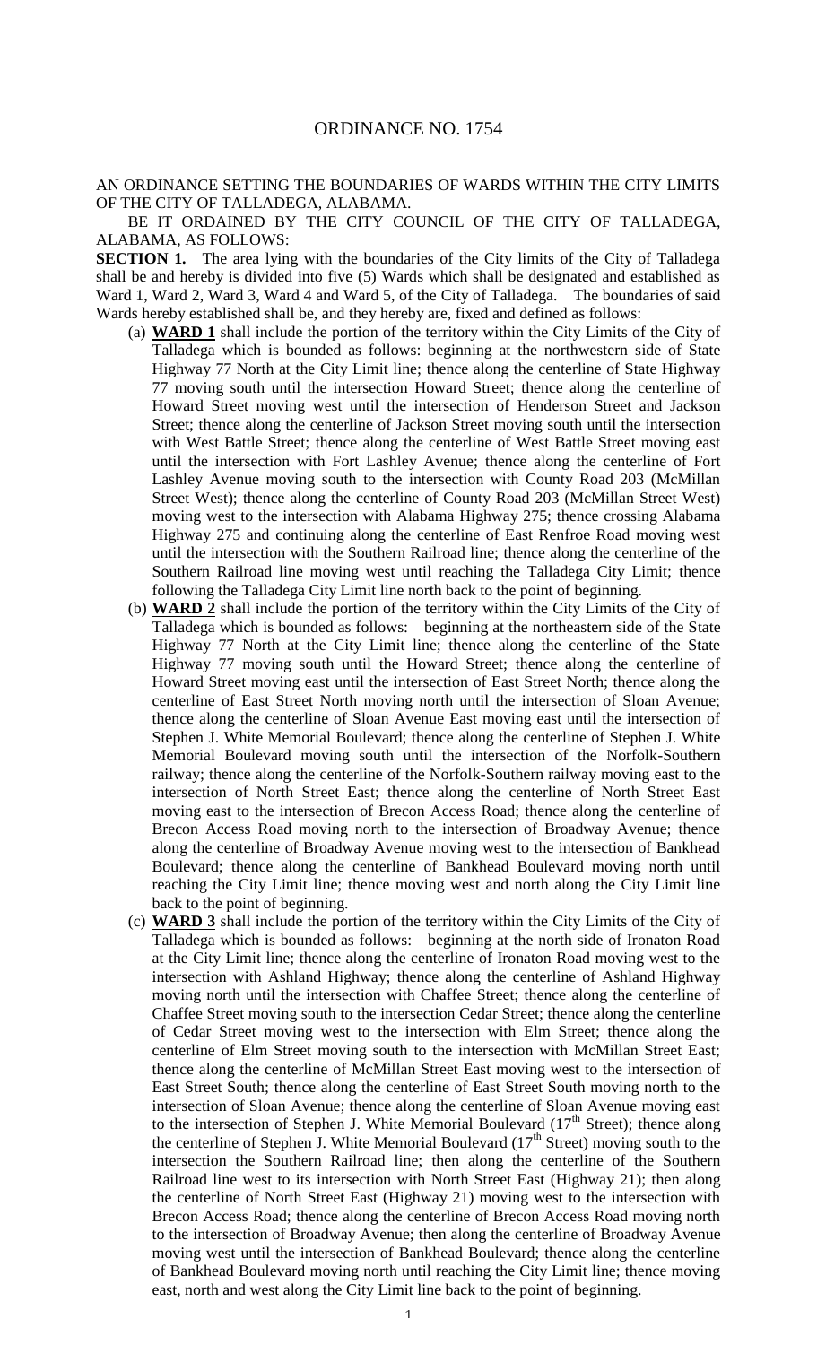# ORDINANCE NO. 1754

AN ORDINANCE SETTING THE BOUNDARIES OF WARDS WITHIN THE CITY LIMITS OF THE CITY OF TALLADEGA, ALABAMA.

BE IT ORDAINED BY THE CITY COUNCIL OF THE CITY OF TALLADEGA, ALABAMA, AS FOLLOWS:

**SECTION 1.** The area lying with the boundaries of the City limits of the City of Talladega shall be and hereby is divided into five (5) Wards which shall be designated and established as Ward 1, Ward 2, Ward 3, Ward 4 and Ward 5, of the City of Talladega. The boundaries of said Wards hereby established shall be, and they hereby are, fixed and defined as follows:

(a) **WARD 1** shall include the portion of the territory within the City Limits of the City of Talladega which is bounded as follows: beginning at the northwestern side of State Highway 77 North at the City Limit line; thence along the centerline of State Highway 77 moving south until the intersection Howard Street; thence along the centerline of Howard Street moving west until the intersection of Henderson Street and Jackson Street; thence along the centerline of Jackson Street moving south until the intersection with West Battle Street; thence along the centerline of West Battle Street moving east until the intersection with Fort Lashley Avenue; thence along the centerline of Fort Lashley Avenue moving south to the intersection with County Road 203 (McMillan Street West); thence along the centerline of County Road 203 (McMillan Street West) moving west to the intersection with Alabama Highway 275; thence crossing Alabama Highway 275 and continuing along the centerline of East Renfroe Road moving west until the intersection with the Southern Railroad line; thence along the centerline of the Southern Railroad line moving west until reaching the Talladega City Limit; thence following the Talladega City Limit line north back to the point of beginning.

(b) **WARD 2** shall include the portion of the territory within the City Limits of the City of Talladega which is bounded as follows: beginning at the northeastern side of the State Highway 77 North at the City Limit line; thence along the centerline of the State Highway 77 moving south until the Howard Street; thence along the centerline of Howard Street moving east until the intersection of East Street North; thence along the centerline of East Street North moving north until the intersection of Sloan Avenue; thence along the centerline of Sloan Avenue East moving east until the intersection of Stephen J. White Memorial Boulevard; thence along the centerline of Stephen J. White Memorial Boulevard moving south until the intersection of the Norfolk-Southern railway; thence along the centerline of the Norfolk-Southern railway moving east to the intersection of North Street East; thence along the centerline of North Street East moving east to the intersection of Brecon Access Road; thence along the centerline of Brecon Access Road moving north to the intersection of Broadway Avenue; thence along the centerline of Broadway Avenue moving west to the intersection of Bankhead Boulevard; thence along the centerline of Bankhead Boulevard moving north until reaching the City Limit line; thence moving west and north along the City Limit line back to the point of beginning.

(c) **WARD 3** shall include the portion of the territory within the City Limits of the City of Talladega which is bounded as follows: beginning at the north side of Ironaton Road at the City Limit line; thence along the centerline of Ironaton Road moving west to the intersection with Ashland Highway; thence along the centerline of Ashland Highway moving north until the intersection with Chaffee Street; thence along the centerline of Chaffee Street moving south to the intersection Cedar Street; thence along the centerline of Cedar Street moving west to the intersection with Elm Street; thence along the centerline of Elm Street moving south to the intersection with McMillan Street East; thence along the centerline of McMillan Street East moving west to the intersection of East Street South; thence along the centerline of East Street South moving north to the intersection of Sloan Avenue; thence along the centerline of Sloan Avenue moving east to the intersection of Stephen J. White Memorial Boulevard (17th Street); thence along the centerline of Stephen J. White Memorial Boulevard (17th Street) moving south to the intersection the Southern Railroad line; then along the centerline of the Southern Railroad line west to its intersection with North Street East (Highway 21); then along the centerline of North Street East (Highway 21) moving west to the intersection with Brecon Access Road; thence along the centerline of Brecon Access Road moving north to the intersection of Broadway Avenue; then along the centerline of Broadway Avenue moving west until the intersection of Bankhead Boulevard; thence along the centerline of Bankhead Boulevard moving north until reaching the City Limit line; thence moving east, north and west along the City Limit line back to the point of beginning.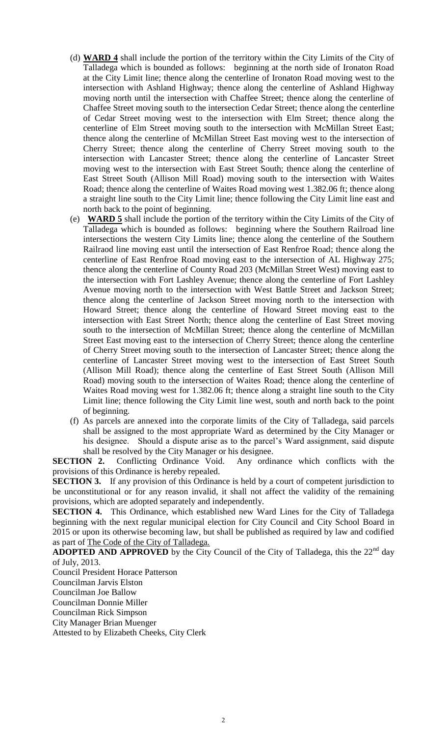(d) **WARD 4** shall include the portion of the territory within the City Limits of the City of Talladega which is bounded as follows: beginning at the north side of Ironaton Road at the City Limit line; thence along the centerline of Ironaton Road moving west to the intersection Ashland Highway; thence along the centerline of Ashland Highway moving north until the intersection with Chaffee Street; thence along the centerline of Chaffee Street moving south to the intersection Cedar Street; thence along the centerline of Cedar Street moving west to the intersection with Elm Street; thence along the centerline of Elm Street moving south to the intersection with McMillan Street East; thence along the centerline of McMillan Street East moving west to the intersection of Cherry Street; thence along the centerline of Cherry Street moving south to the intersection with Lancaster Street; thence along the centerline of Lancaster Street moving west to the intersection with East Street South; thence along the centerline of East Street South (Allison Mill Road) moving south to the intersection with Waites Road; thence along the centerline of Waites Road moving west 1.382.06 ft; thence along a straight line south to the City Limit line; thence following the City Limit line east and north back to the point of beginning.

(e) **WARD 5** shall include the portion of the territory within the City Limits of the City of Talladega which is bounded as follows: beginning where the Southern Railroad line intersections the western City Limits line; thence along the centerline of the Southern Railraod line moving east until the intersection of East Renfroe Road; thence along the centerline of East Renfroe Road moving east to the intersection of AL Highway 275; thence along the centerline of County Road 203 (McMillan Street West) moving east to the intersection with Fort Lashley Avenue; thence along the centerline of Fort Lashley Avenue moving north to the intersection with West Battle Street and Jackson Street; thence along the centerline of Jackson Street moving north to the intersection with Howard Street; thence along the centerline of Howard Street moving east to the intersection with East Street North; thence along the centerline of East Street moving south to the intersection of McMillan Street; thence along the centerline of McMillan Street East moving east to the intersection of Cherry Street; thence along the centerline of Cherry Street moving south to the intersection of Lancaster Street; thence along the centerline of Lancaster Street moving west to the intersection of East Street South (Allison Mill Road); thence along the centerline of East Street South (Allison Mill Road) moving south to the intersection of Waites Road; thence along the centerline of Waites Road moving west for 1.382.06 ft; thence along a straight line south to the City Limit line; thence following the City Limit line west, south and north back to the point of beginning.

(f) As parcels are annexed into the corporate limits of the City of Talladega, said parcels shall be assigned to the most appropriate Ward as determined by the City Manager or his designee. Should a dispute arise as to the parcel's Ward assignment, said dispute shall be resolved by the City Manager or his designee.

**SECTION 2.** Conflicting Ordinance Void. Any ordinance which conflicts with the provisions of this Ordinance is hereby repealed.

**SECTION 3.** If any provision of this Ordinance is held by a court of competent jurisdiction to be unconstitutional or for any reason invalid, it shall not affect the validity of the remaining provisions, which are adopted separately and independently.

**SECTION 4.** This Ordinance, which established new Ward Lines for the City of Talladega beginning with the next regular municipal election for City Council and City School Board in 2015 or upon its otherwise becoming law, but shall be published as required by law and codified as part of The Code of the City of Talladega.

**ADOPTED AND APPROVED** by the City Council of the City of Talladega, this the 22nd day of July, 2013.

Council President Horace Patterson
Councilman Jarvis Elston
Councilman Joe Ballow
Councilman Donnie Miller
Councilman Rick Simpson
City Manager Brian Muenger
Attested to by Elizabeth Cheeks, City Clerk